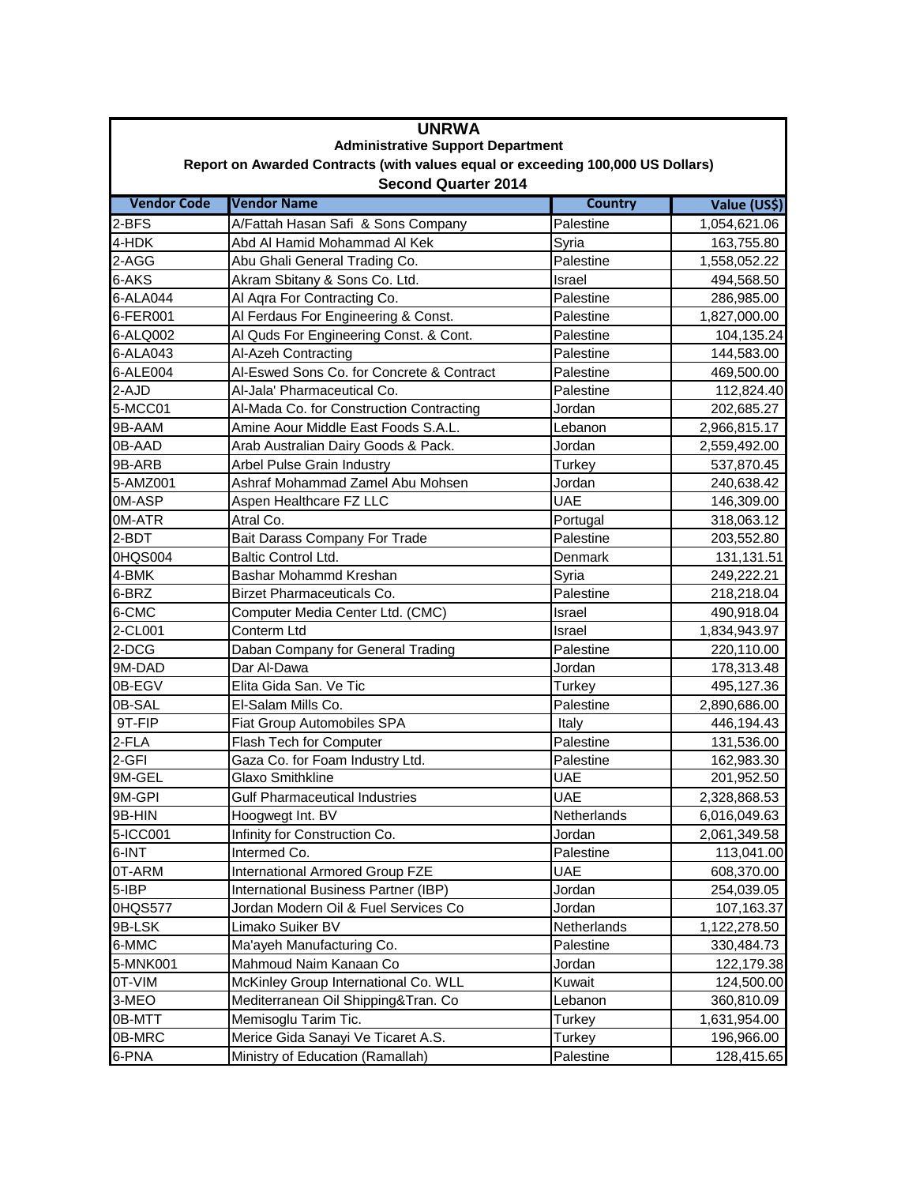# UNRWA

## Administrative Support Department

### Report on Awarded Contracts (with values equal or exceeding 100,000 US Dollars)

### Second Quarter 2014

| Vendor Code | Vendor Name | Country | Value (US$) |
|---|---|---|---|
| 2-BFS | A/Fattah Hasan Safi & Sons Company | Palestine | 1,054,621.06 |
| 4-HDK | Abd Al Hamid Mohammad Al Kek | Syria | 163,755.80 |
| 2-AGG | Abu Ghali General Trading Co. | Palestine | 1,558,052.22 |
| 6-AKS | Akram Sbitany & Sons Co. Ltd. | Israel | 494,568.50 |
| 6-ALA044 | Al Aqra For Contracting Co. | Palestine | 286,985.00 |
| 6-FER001 | Al Ferdaus For Engineering & Const. | Palestine | 1,827,000.00 |
| 6-ALQ002 | Al Quds For Engineering Const. & Cont. | Palestine | 104,135.24 |
| 6-ALA043 | Al-Azeh Contracting | Palestine | 144,583.00 |
| 6-ALE004 | Al-Eswed Sons Co. for Concrete & Contract | Palestine | 469,500.00 |
| 2-AJD | Al-Jala' Pharmaceutical Co. | Palestine | 112,824.40 |
| 5-MCC01 | Al-Mada Co. for Construction Contracting | Jordan | 202,685.27 |
| 9B-AAM | Amine Aour Middle East Foods S.A.L. | Lebanon | 2,966,815.17 |
| 0B-AAD | Arab Australian Dairy Goods & Pack. | Jordan | 2,559,492.00 |
| 9B-ARB | Arbel Pulse Grain Industry | Turkey | 537,870.45 |
| 5-AMZ001 | Ashraf Mohammad Zamel Abu Mohsen | Jordan | 240,638.42 |
| 0M-ASP | Aspen Healthcare FZ LLC | UAE | 146,309.00 |
| 0M-ATR | Atral Co. | Portugal | 318,063.12 |
| 2-BDT | Bait Darass Company For Trade | Palestine | 203,552.80 |
| 0HQS004 | Baltic Control Ltd. | Denmark | 131,131.51 |
| 4-BMK | Bashar Mohammd Kreshan | Syria | 249,222.21 |
| 6-BRZ | Birzet Pharmaceuticals Co. | Palestine | 218,218.04 |
| 6-CMC | Computer Media Center Ltd. (CMC) | Israel | 490,918.04 |
| 2-CL001 | Conterm Ltd | Israel | 1,834,943.97 |
| 2-DCG | Daban Company for General Trading | Palestine | 220,110.00 |
| 9M-DAD | Dar Al-Dawa | Jordan | 178,313.48 |
| 0B-EGV | Elita Gida San. Ve Tic | Turkey | 495,127.36 |
| 0B-SAL | El-Salam Mills Co. | Palestine | 2,890,686.00 |
| 9T-FIP | Fiat Group Automobiles SPA | Italy | 446,194.43 |
| 2-FLA | Flash Tech for Computer | Palestine | 131,536.00 |
| 2-GFI | Gaza Co. for Foam Industry Ltd. | Palestine | 162,983.30 |
| 9M-GEL | Glaxo Smithkline | UAE | 201,952.50 |
| 9M-GPI | Gulf Pharmaceutical Industries | UAE | 2,328,868.53 |
| 9B-HIN | Hoogwegt Int. BV | Netherlands | 6,016,049.63 |
| 5-ICC001 | Infinity for Construction Co. | Jordan | 2,061,349.58 |
| 6-INT | Intermed Co. | Palestine | 113,041.00 |
| 0T-ARM | International Armored Group FZE | UAE | 608,370.00 |
| 5-IBP | International Business Partner (IBP) | Jordan | 254,039.05 |
| 0HQS577 | Jordan Modern Oil & Fuel Services Co | Jordan | 107,163.37 |
| 9B-LSK | Limako Suiker BV | Netherlands | 1,122,278.50 |
| 6-MMC | Ma'ayeh Manufacturing Co. | Palestine | 330,484.73 |
| 5-MNK001 | Mahmoud Naim Kanaan Co | Jordan | 122,179.38 |
| 0T-VIM | McKinley Group International Co. WLL | Kuwait | 124,500.00 |
| 3-MEO | Mediterranean Oil Shipping&Tran. Co | Lebanon | 360,810.09 |
| 0B-MTT | Memisoglu Tarim Tic. | Turkey | 1,631,954.00 |
| 0B-MRC | Merice Gida Sanayi Ve Ticaret A.S. | Turkey | 196,966.00 |
| 6-PNA | Ministry of Education (Ramallah) | Palestine | 128,415.65 |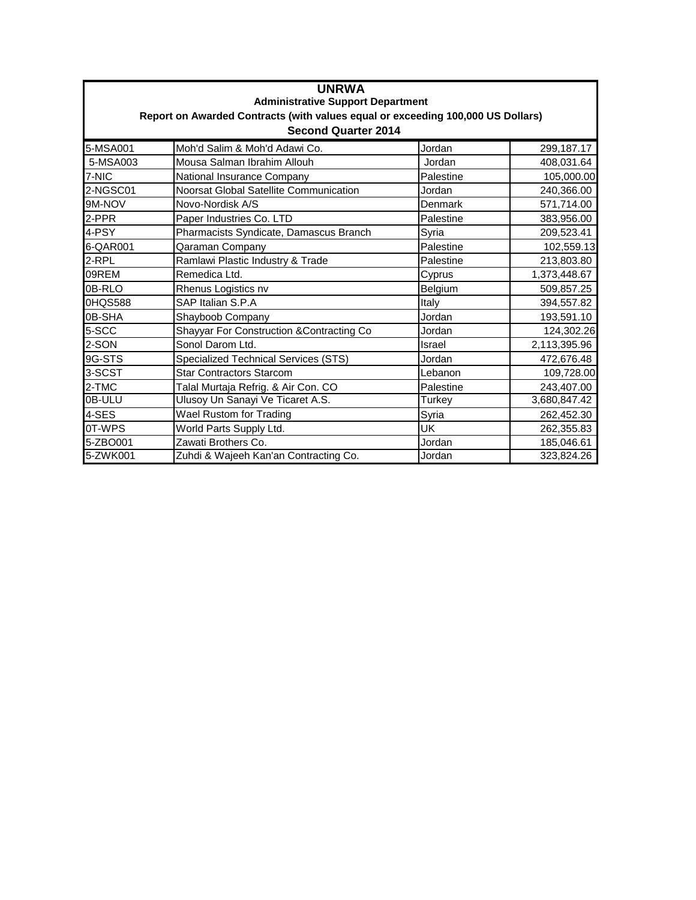| UNRWA | | | |
|---|---|---|---|
| Administrative Support Department | | | |
| Report on Awarded Contracts (with values equal or exceeding 100,000 US Dollars) | | | |
| Second Quarter 2014 | | | |
| 5-MSA001 | Moh'd Salim & Moh'd Adawi Co. | Jordan | 299,187.17 |
| 5-MSA003 | Mousa Salman Ibrahim Allouh | Jordan | 408,031.64 |
| 7-NIC | National Insurance Company | Palestine | 105,000.00 |
| 2-NGSC01 | Noorsat Global Satellite Communication | Jordan | 240,366.00 |
| 9M-NOV | Novo-Nordisk A/S | Denmark | 571,714.00 |
| 2-PPR | Paper Industries Co. LTD | Palestine | 383,956.00 |
| 4-PSY | Pharmacists Syndicate, Damascus Branch | Syria | 209,523.41 |
| 6-QAR001 | Qaraman Company | Palestine | 102,559.13 |
| 2-RPL | Ramlawi Plastic Industry & Trade | Palestine | 213,803.80 |
| 09REM | Remedica Ltd. | Cyprus | 1,373,448.67 |
| 0B-RLO | Rhenus Logistics nv | Belgium | 509,857.25 |
| 0HQS588 | SAP Italian S.P.A | Italy | 394,557.82 |
| 0B-SHA | Shayboob Company | Jordan | 193,591.10 |
| 5-SCC | Shayyar For Construction &Contracting Co | Jordan | 124,302.26 |
| 2-SON | Sonol Darom Ltd. | Israel | 2,113,395.96 |
| 9G-STS | Specialized Technical Services (STS) | Jordan | 472,676.48 |
| 3-SCST | Star Contractors Starcom | Lebanon | 109,728.00 |
| 2-TMC | Talal Murtaja Refrig. & Air Con. CO | Palestine | 243,407.00 |
| 0B-ULU | Ulusoy Un Sanayi Ve Ticaret A.S. | Turkey | 3,680,847.42 |
| 4-SES | Wael Rustom for Trading | Syria | 262,452.30 |
| 0T-WPS | World Parts Supply Ltd. | UK | 262,355.83 |
| 5-ZBO001 | Zawati Brothers Co. | Jordan | 185,046.61 |
| 5-ZWK001 | Zuhdi & Wajeeh Kan'an Contracting Co. | Jordan | 323,824.26 |